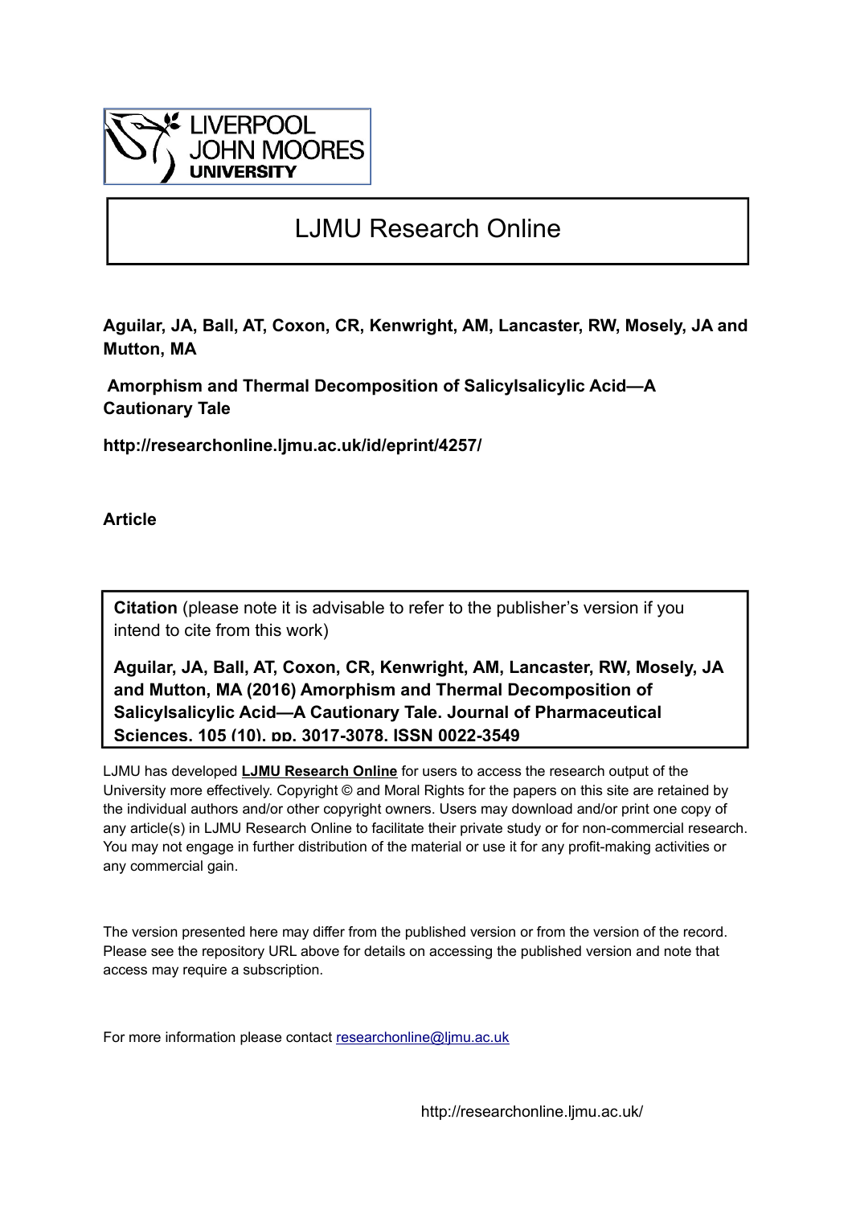LIVERPOOL JOHN MOORES UNIVERSITY

# LJMU Research Online

**Aguilar, JA, Ball, AT, Coxon, CR, Kenwright, AM, Lancaster, RW, Mosely, JA and Mutton, MA**

**Amorphism and Thermal Decomposition of Salicylsalicylic Acid—A Cautionary Tale**

**http://researchonline.ljmu.ac.uk/id/eprint/4257/**

**Article**

**Citation** (please note it is advisable to refer to the publisher's version if you intend to cite from this work)

**Aguilar, JA, Ball, AT, Coxon, CR, Kenwright, AM, Lancaster, RW, Mosely, JA and Mutton, MA (2016) Amorphism and Thermal Decomposition of Salicylsalicylic Acid—A Cautionary Tale. Journal of Pharmaceutical Sciences, 105 (10). pp. 3017-3078. ISSN 0022-3549**

LJMU has developed **LJMU Research Online** for users to access the research output of the University more effectively. Copyright © and Moral Rights for the papers on this site are retained by the individual authors and/or other copyright owners. Users may download and/or print one copy of any article(s) in LJMU Research Online to facilitate their private study or for non-commercial research. You may not engage in further distribution of the material or use it for any profit-making activities or any commercial gain.

The version presented here may differ from the published version or from the version of the record. Please see the repository URL above for details on accessing the published version and note that access may require a subscription.

For more information please contact researchonline@ljmu.ac.uk

http://researchonline.ljmu.ac.uk/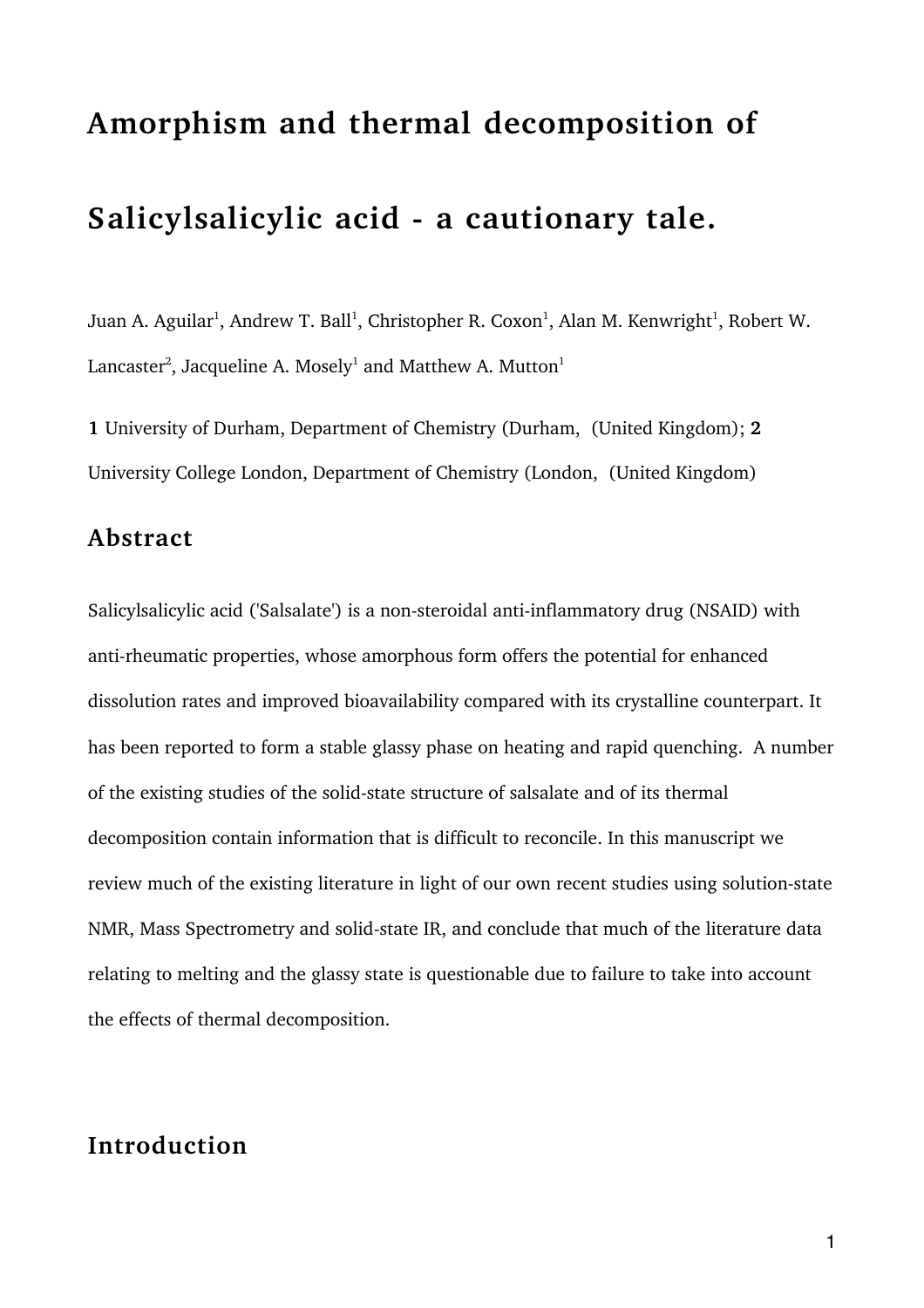# Amorphism and thermal decomposition of Salicylsalicylic acid - a cautionary tale.

Juan A. Aguilar[1], Andrew T. Ball[1], Christopher R. Coxon[1], Alan M. Kenwright[1], Robert W. Lancaster[2], Jacqueline A. Mosely[1] and Matthew A. Mutton[1]

**1** University of Durham, Department of Chemistry (Durham, (United Kingdom); **2** University College London, Department of Chemistry (London, (United Kingdom)

## Abstract

Salicylsalicylic acid ('Salsalate') is a non-steroidal anti-inflammatory drug (NSAID) with anti-rheumatic properties, whose amorphous form offers the potential for enhanced dissolution rates and improved bioavailability compared with its crystalline counterpart. It has been reported to form a stable glassy phase on heating and rapid quenching. A number of the existing studies of the solid-state structure of salsalate and of its thermal decomposition contain information that is difficult to reconcile. In this manuscript we review much of the existing literature in light of our own recent studies using solution-state NMR, Mass Spectrometry and solid-state IR, and conclude that much of the literature data relating to melting and the glassy state is questionable due to failure to take into account the effects of thermal decomposition.

## Introduction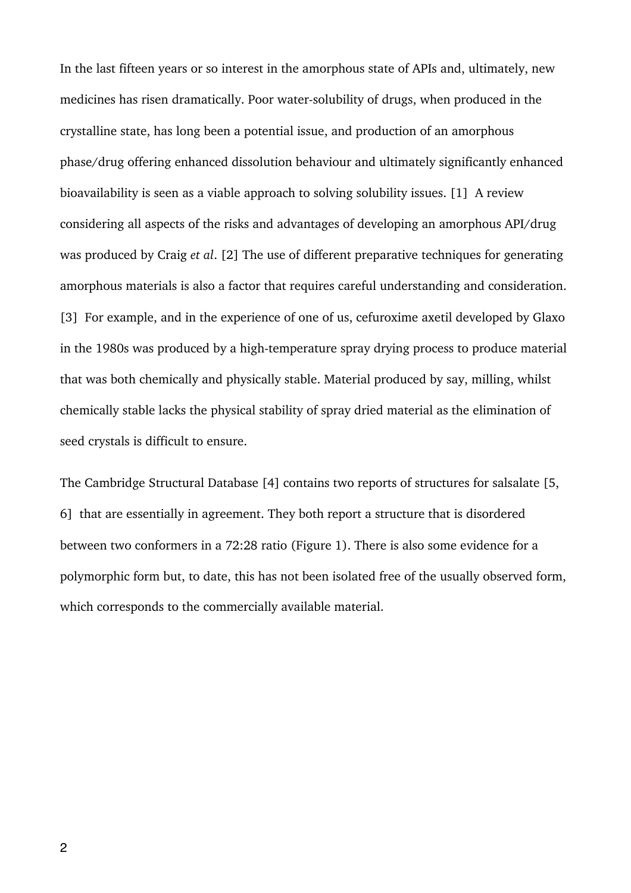In the last fifteen years or so interest in the amorphous state of APIs and, ultimately, new medicines has risen dramatically. Poor water-solubility of drugs, when produced in the crystalline state, has long been a potential issue, and production of an amorphous phase/drug offering enhanced dissolution behaviour and ultimately significantly enhanced bioavailability is seen as a viable approach to solving solubility issues. [1] A review considering all aspects of the risks and advantages of developing an amorphous API/drug was produced by Craig *et al*. [2] The use of different preparative techniques for generating amorphous materials is also a factor that requires careful understanding and consideration. [3] For example, and in the experience of one of us, cefuroxime axetil developed by Glaxo in the 1980s was produced by a high-temperature spray drying process to produce material that was both chemically and physically stable. Material produced by say, milling, whilst chemically stable lacks the physical stability of spray dried material as the elimination of seed crystals is difficult to ensure.

The Cambridge Structural Database [4] contains two reports of structures for salsalate [5, 6] that are essentially in agreement. They both report a structure that is disordered between two conformers in a 72:28 ratio (Figure 1). There is also some evidence for a polymorphic form but, to date, this has not been isolated free of the usually observed form, which corresponds to the commercially available material.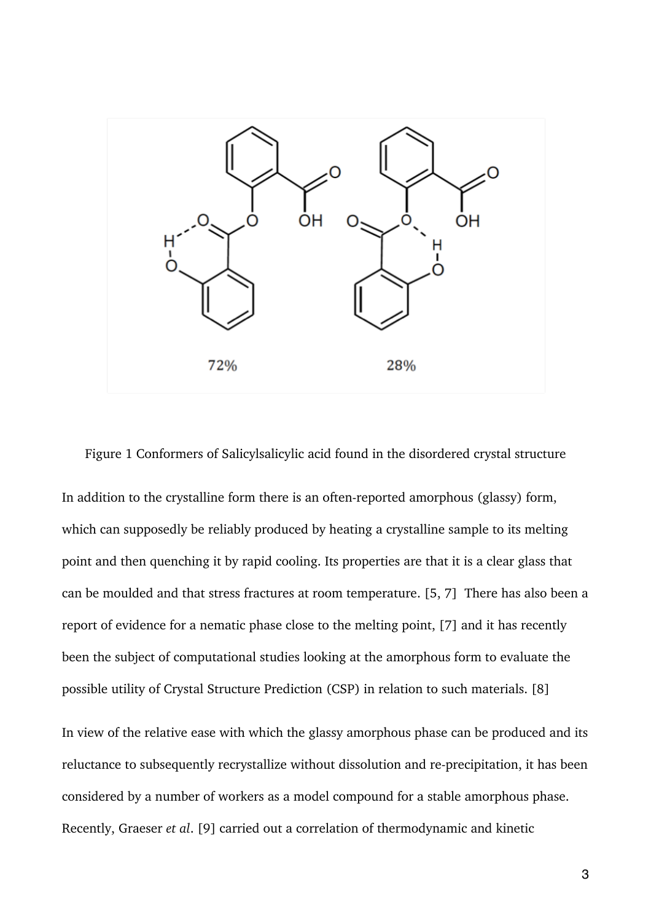Figure 1 Conformers of Salicylsalicylic acid found in the disordered crystal structure

In addition to the crystalline form there is an often-reported amorphous (glassy) form, which can supposedly be reliably produced by heating a crystalline sample to its melting point and then quenching it by rapid cooling. Its properties are that it is a clear glass that can be moulded and that stress fractures at room temperature. [5, 7] There has also been a report of evidence for a nematic phase close to the melting point, [7] and it has recently been the subject of computational studies looking at the amorphous form to evaluate the possible utility of Crystal Structure Prediction (CSP) in relation to such materials. [8]

In view of the relative ease with which the glassy amorphous phase can be produced and its reluctance to subsequently recrystallize without dissolution and re-precipitation, it has been considered by a number of workers as a model compound for a stable amorphous phase. Recently, Graeser *et al*. [9] carried out a correlation of thermodynamic and kinetic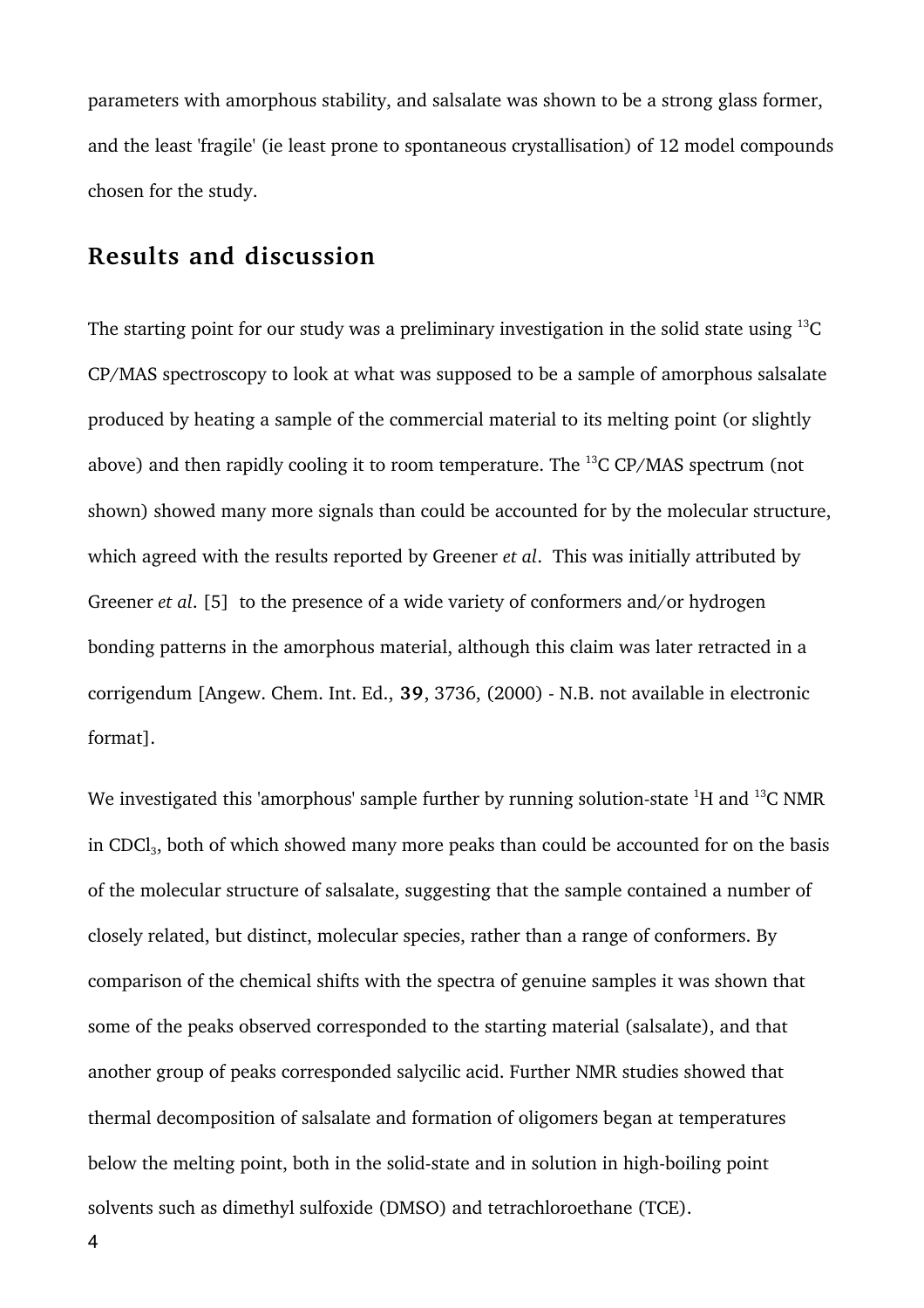parameters with amorphous stability, and salsalate was shown to be a strong glass former, and the least 'fragile' (ie least prone to spontaneous crystallisation) of 12 model compounds chosen for the study.

## Results and discussion

The starting point for our study was a preliminary investigation in the solid state using $^{13}C$ CP/MAS spectroscopy to look at what was supposed to be a sample of amorphous salsalate produced by heating a sample of the commercial material to its melting point (or slightly above) and then rapidly cooling it to room temperature. The $^{13}C$ CP/MAS spectrum (not shown) showed many more signals than could be accounted for by the molecular structure, which agreed with the results reported by Greener *et al*. This was initially attributed by Greener *et al*. [5] to the presence of a wide variety of conformers and/or hydrogen bonding patterns in the amorphous material, although this claim was later retracted in a corrigendum [Angew. Chem. Int. Ed., **39**, 3736, (2000) - N.B. not available in electronic format].

We investigated this 'amorphous' sample further by running solution-state $^{1}H$ and $^{13}C$ NMR in $CDCl_3$, both of which showed many more peaks than could be accounted for on the basis of the molecular structure of salsalate, suggesting that the sample contained a number of closely related, but distinct, molecular species, rather than a range of conformers. By comparison of the chemical shifts with the spectra of genuine samples it was shown that some of the peaks observed corresponded to the starting material (salsalate), and that another group of peaks corresponded salycilic acid. Further NMR studies showed that thermal decomposition of salsalate and formation of oligomers began at temperatures below the melting point, both in the solid-state and in solution in high-boiling point solvents such as dimethyl sulfoxide (DMSO) and tetrachloroethane (TCE).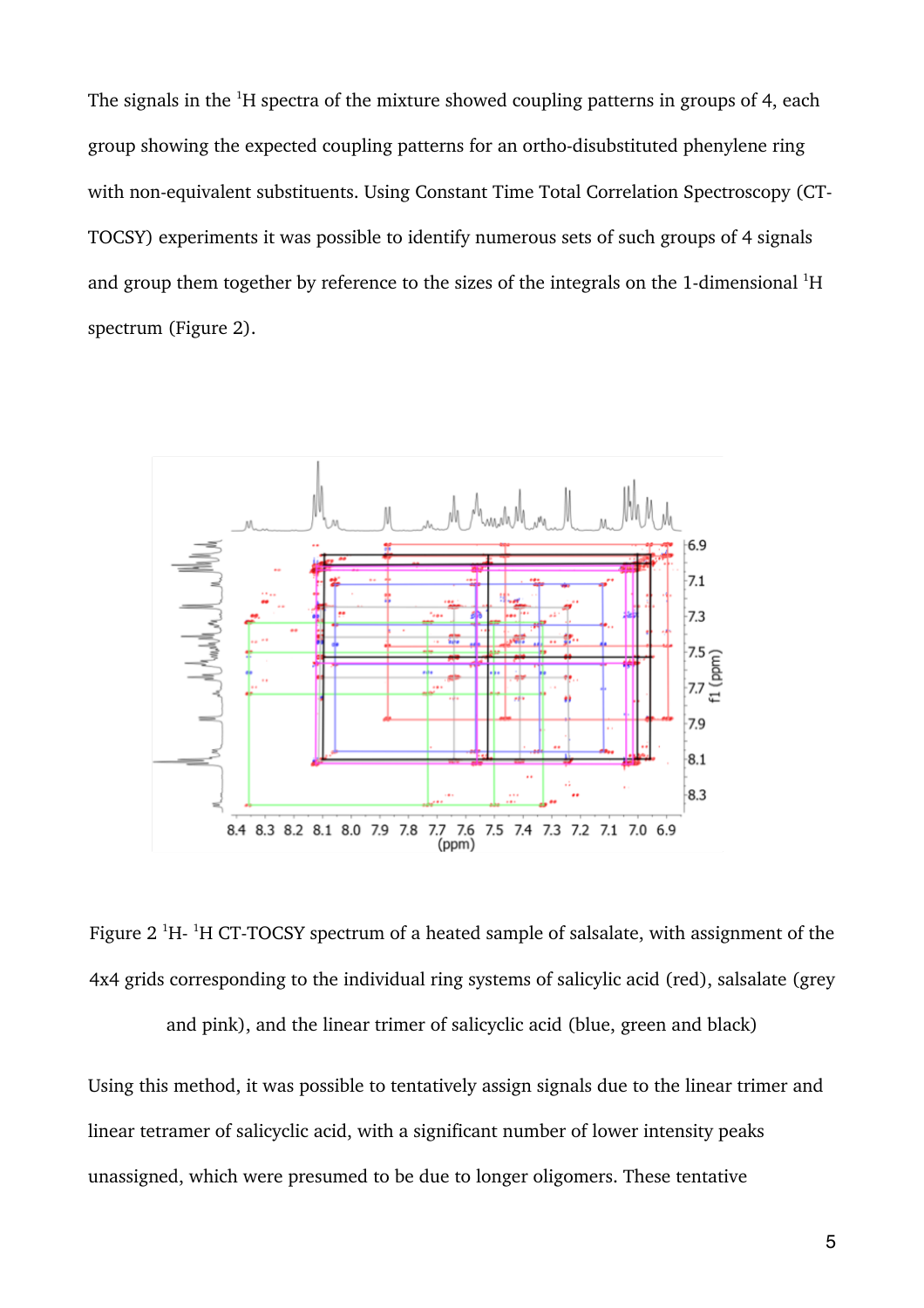The signals in the $^{1}$H spectra of the mixture showed coupling patterns in groups of 4, each group showing the expected coupling patterns for an ortho-disubstituted phenylene ring with non-equivalent substituents. Using Constant Time Total Correlation Spectroscopy (CT-TOCSY) experiments it was possible to identify numerous sets of such groups of 4 signals and group them together by reference to the sizes of the integrals on the 1-dimensional $^{1}$H spectrum (Figure 2).

Figure 2 $^{1}$H- $^{1}$H CT-TOCSY spectrum of a heated sample of salsalate, with assignment of the 4x4 grids corresponding to the individual ring systems of salicylic acid (red), salsalate (grey and pink), and the linear trimer of salicyclic acid (blue, green and black)

Using this method, it was possible to tentatively assign signals due to the linear trimer and linear tetramer of salicyclic acid, with a significant number of lower intensity peaks unassigned, which were presumed to be due to longer oligomers. These tentative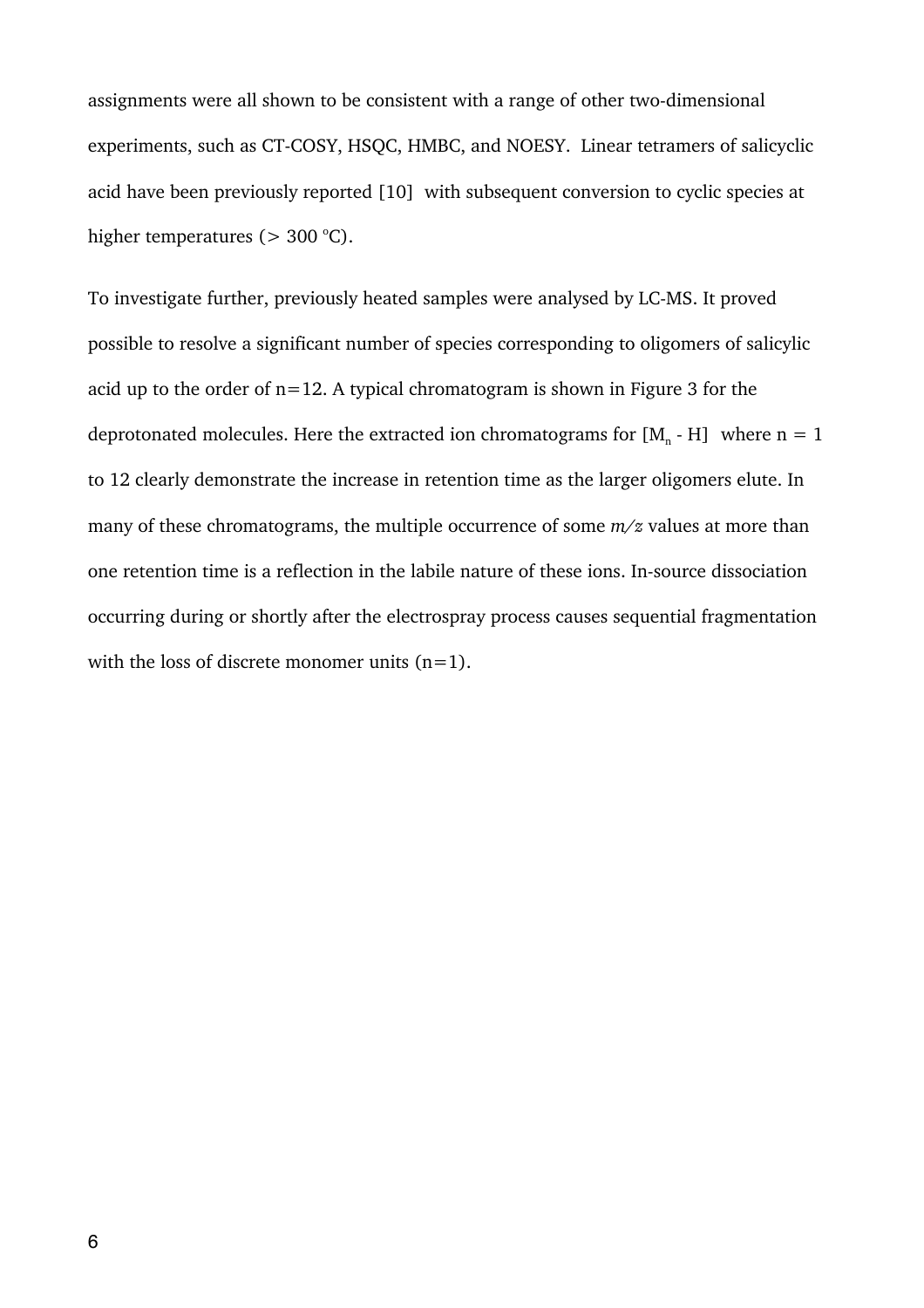assignments were all shown to be consistent with a range of other two-dimensional experiments, such as CT-COSY, HSQC, HMBC, and NOESY. Linear tetramers of salicyclic acid have been previously reported [10] with subsequent conversion to cyclic species at higher temperatures (> 300 °C).

To investigate further, previously heated samples were analysed by LC-MS. It proved possible to resolve a significant number of species corresponding to oligomers of salicylic acid up to the order of n=12. A typical chromatogram is shown in Figure 3 for the deprotonated molecules. Here the extracted ion chromatograms for $[M_n - H]^-$ where n = 1 to 12 clearly demonstrate the increase in retention time as the larger oligomers elute. In many of these chromatograms, the multiple occurrence of some *m/z* values at more than one retention time is a reflection in the labile nature of these ions. In-source dissociation occurring during or shortly after the electrospray process causes sequential fragmentation with the loss of discrete monomer units (n=1).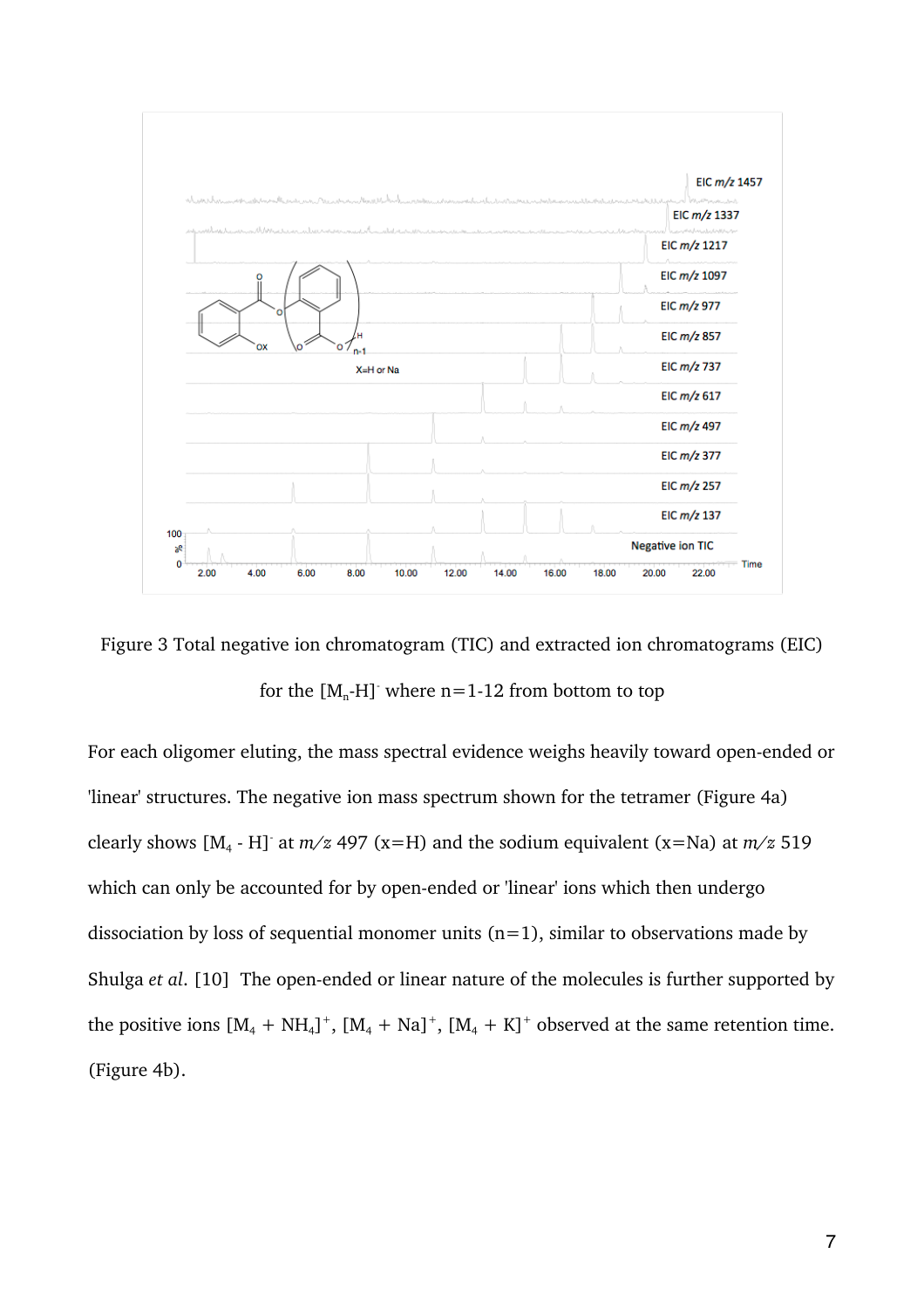Figure 3 Total negative ion chromatogram (TIC) and extracted ion chromatograms (EIC) for the $[M_n\text{-}H]^-$ where n=1-12 from bottom to top

For each oligomer eluting, the mass spectral evidence weighs heavily toward open-ended or 'linear' structures. The negative ion mass spectrum shown for the tetramer (Figure 4a) clearly shows $[M_4 - H]^-$ at *m/z* 497 (x=H) and the sodium equivalent (x=Na) at *m/z* 519 which can only be accounted for by open-ended or 'linear' ions which then undergo dissociation by loss of sequential monomer units (n=1), similar to observations made by Shulga *et al*. [10] The open-ended or linear nature of the molecules is further supported by the positive ions $[M_4 + NH_4]^+$, $[M_4 + Na]^+$, $[M_4 + K]^+$ observed at the same retention time. (Figure 4b).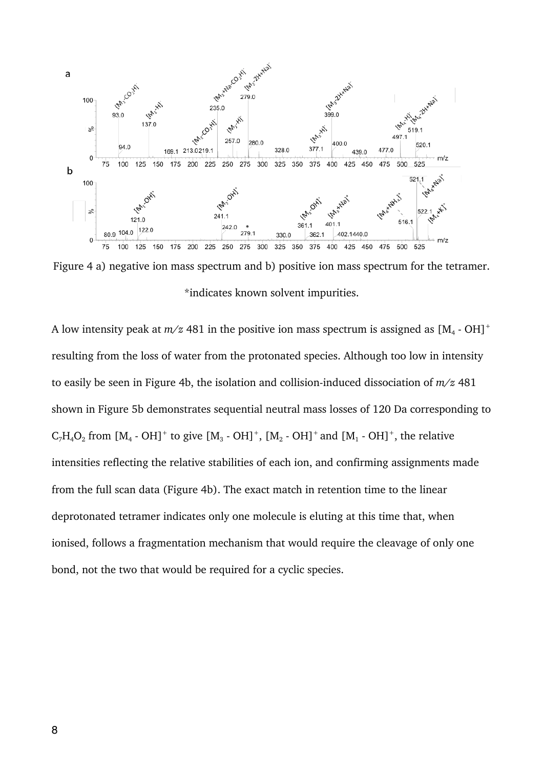Figure 4 a) negative ion mass spectrum and b) positive ion mass spectrum for the tetramer. *indicates known solvent impurities.

A low intensity peak at *m/z* 481 in the positive ion mass spectrum is assigned as $[M_4 - OH]^+$ resulting from the loss of water from the protonated species. Although too low in intensity to easily be seen in Figure 4b, the isolation and collision-induced dissociation of *m/z* 481 shown in Figure 5b demonstrates sequential neutral mass losses of 120 Da corresponding to $C_7H_4O_2$ from $[M_4 - OH]^+$ to give $[M_3 - OH]^+$, $[M_2 - OH]^+$ and $[M_1 - OH]^+$, the relative intensities reflecting the relative stabilities of each ion, and confirming assignments made from the full scan data (Figure 4b). The exact match in retention time to the linear deprotonated tetramer indicates only one molecule is eluting at this time that, when ionised, follows a fragmentation mechanism that would require the cleavage of only one bond, not the two that would be required for a cyclic species.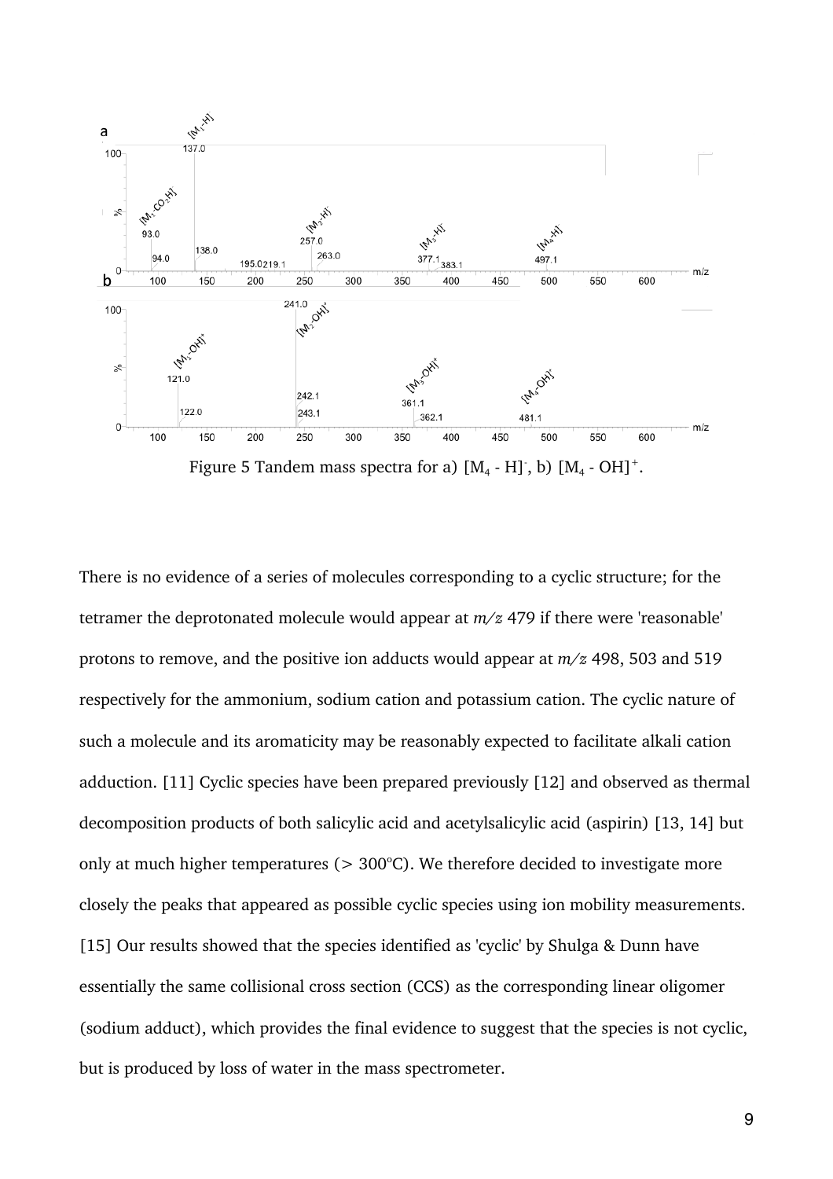Figure 5 Tandem mass spectra for a) $[M_4 - H]^-$, b) $[M_4 - OH]^+$.

There is no evidence of a series of molecules corresponding to a cyclic structure; for the tetramer the deprotonated molecule would appear at *m/z* 479 if there were 'reasonable' protons to remove, and the positive ion adducts would appear at *m/z* 498, 503 and 519 respectively for the ammonium, sodium cation and potassium cation. The cyclic nature of such a molecule and its aromaticity may be reasonably expected to facilitate alkali cation adduction. [11] Cyclic species have been prepared previously [12] and observed as thermal decomposition products of both salicylic acid and acetylsalicylic acid (aspirin) [13, 14] but only at much higher temperatures (> 300°C). We therefore decided to investigate more closely the peaks that appeared as possible cyclic species using ion mobility measurements. [15] Our results showed that the species identified as 'cyclic' by Shulga & Dunn have essentially the same collisional cross section (CCS) as the corresponding linear oligomer (sodium adduct), which provides the final evidence to suggest that the species is not cyclic, but is produced by loss of water in the mass spectrometer.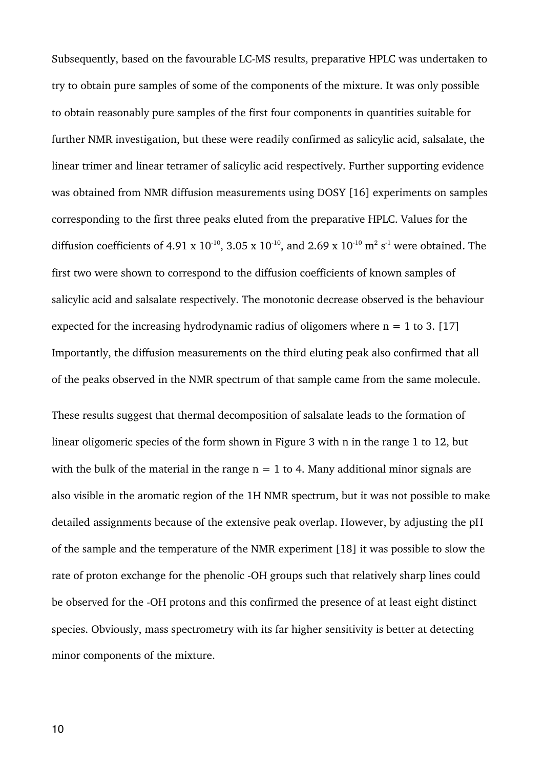Subsequently, based on the favourable LC-MS results, preparative HPLC was undertaken to try to obtain pure samples of some of the components of the mixture. It was only possible to obtain reasonably pure samples of the first four components in quantities suitable for further NMR investigation, but these were readily confirmed as salicylic acid, salsalate, the linear trimer and linear tetramer of salicylic acid respectively. Further supporting evidence was obtained from NMR diffusion measurements using DOSY [16] experiments on samples corresponding to the first three peaks eluted from the preparative HPLC. Values for the diffusion coefficients of $4.91 \times 10^{-10}$, $3.05 \times 10^{-10}$, and $2.69 \times 10^{-10}$ $m^2 s^{-1}$ were obtained. The first two were shown to correspond to the diffusion coefficients of known samples of salicylic acid and salsalate respectively. The monotonic decrease observed is the behaviour expected for the increasing hydrodynamic radius of oligomers where $n = 1$ to 3. [17] Importantly, the diffusion measurements on the third eluting peak also confirmed that all of the peaks observed in the NMR spectrum of that sample came from the same molecule.

These results suggest that thermal decomposition of salsalate leads to the formation of linear oligomeric species of the form shown in Figure 3 with n in the range 1 to 12, but with the bulk of the material in the range $n = 1$ to 4. Many additional minor signals are also visible in the aromatic region of the 1H NMR spectrum, but it was not possible to make detailed assignments because of the extensive peak overlap. However, by adjusting the pH of the sample and the temperature of the NMR experiment [18] it was possible to slow the rate of proton exchange for the phenolic -OH groups such that relatively sharp lines could be observed for the -OH protons and this confirmed the presence of at least eight distinct species. Obviously, mass spectrometry with its far higher sensitivity is better at detecting minor components of the mixture.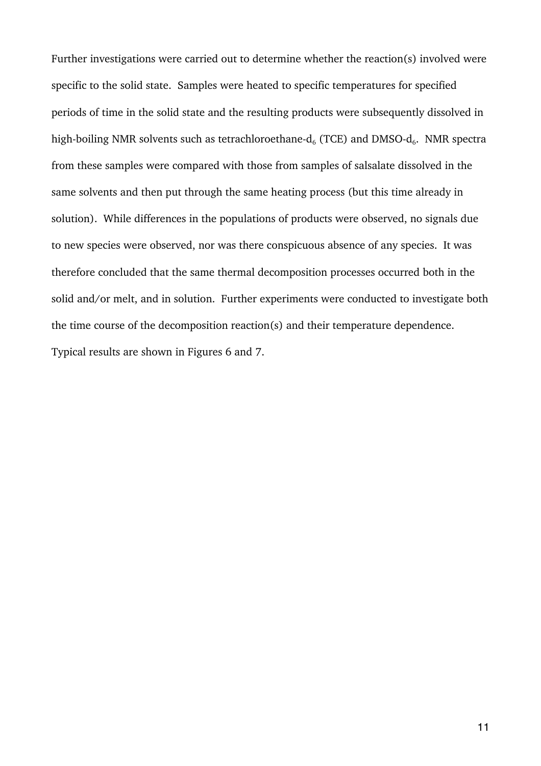Further investigations were carried out to determine whether the reaction(s) involved were specific to the solid state. Samples were heated to specific temperatures for specified periods of time in the solid state and the resulting products were subsequently dissolved in high-boiling NMR solvents such as tetrachloroethane-$d_6$ (TCE) and DMSO-$d_6$. NMR spectra from these samples were compared with those from samples of salsalate dissolved in the same solvents and then put through the same heating process (but this time already in solution). While differences in the populations of products were observed, no signals due to new species were observed, nor was there conspicuous absence of any species. It was therefore concluded that the same thermal decomposition processes occurred both in the solid and/or melt, and in solution. Further experiments were conducted to investigate both the time course of the decomposition reaction(s) and their temperature dependence. Typical results are shown in Figures 6 and 7.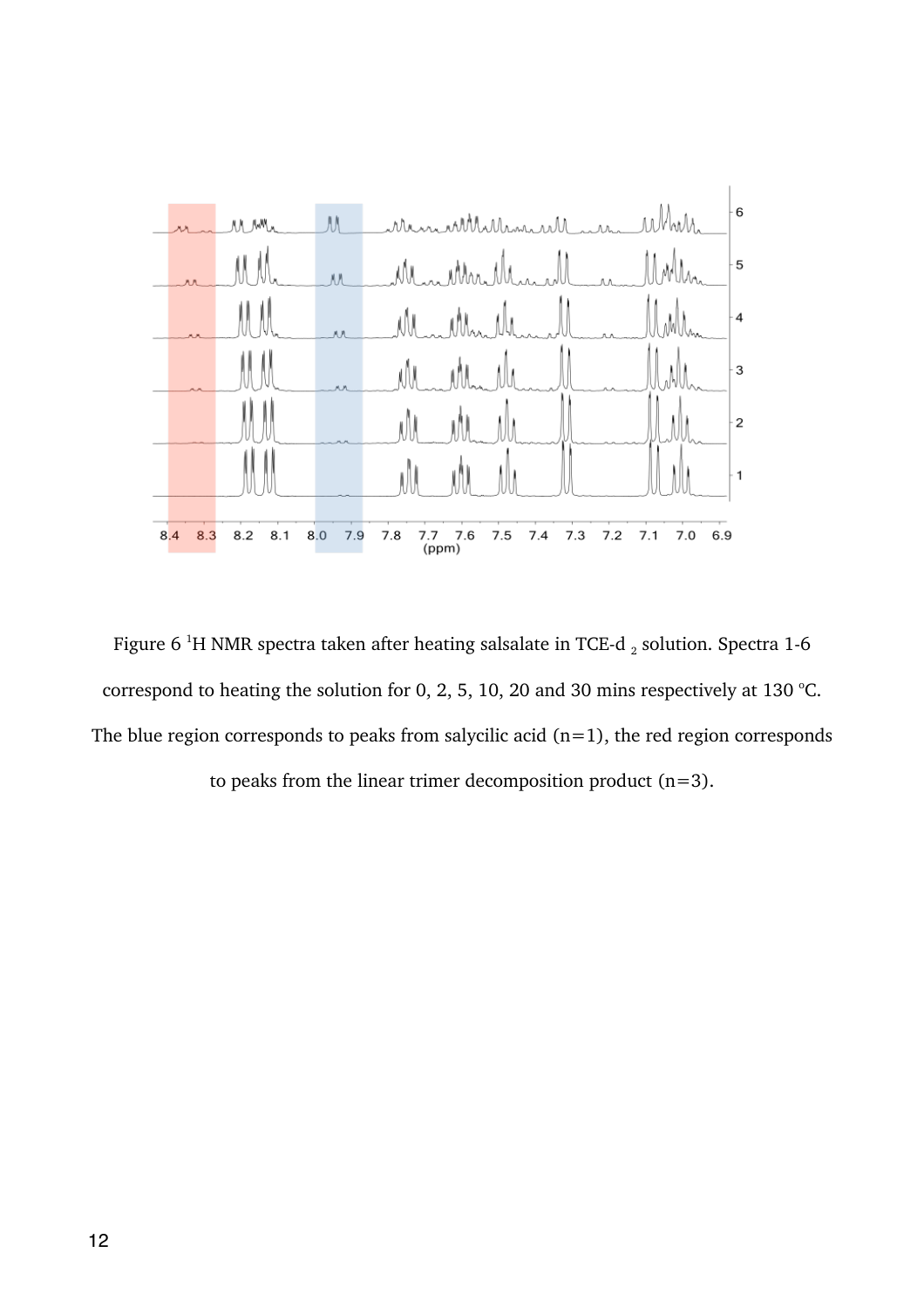Figure 6 $^{1}H$ NMR spectra taken after heating salsalate in TCE-d $_{2}$ solution. Spectra 1-6 correspond to heating the solution for 0, 2, 5, 10, 20 and 30 mins respectively at 130 °C. The blue region corresponds to peaks from salycilic acid (n=1), the red region corresponds to peaks from the linear trimer decomposition product (n=3).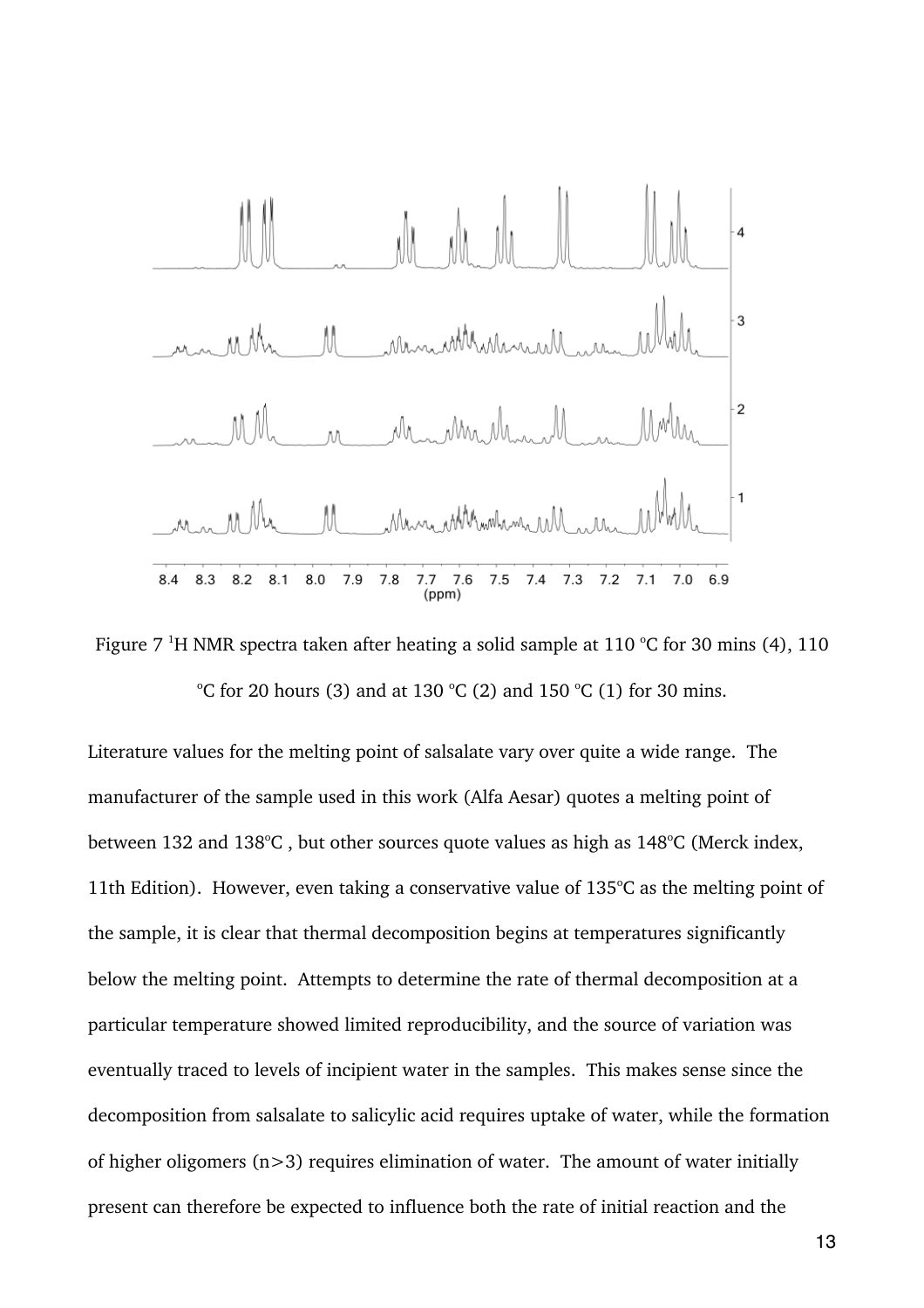Figure 7 $^{1}$H NMR spectra taken after heating a solid sample at 110 °C for 30 mins (4), 110 °C for 20 hours (3) and at 130 °C (2) and 150 °C (1) for 30 mins.

Literature values for the melting point of salsalate vary over quite a wide range. The manufacturer of the sample used in this work (Alfa Aesar) quotes a melting point of between 132 and 138°C , but other sources quote values as high as 148°C (Merck index, 11th Edition). However, even taking a conservative value of 135°C as the melting point of the sample, it is clear that thermal decomposition begins at temperatures significantly below the melting point. Attempts to determine the rate of thermal decomposition at a particular temperature showed limited reproducibility, and the source of variation was eventually traced to levels of incipient water in the samples. This makes sense since the decomposition from salsalate to salicylic acid requires uptake of water, while the formation of higher oligomers (n>3) requires elimination of water. The amount of water initially present can therefore be expected to influence both the rate of initial reaction and the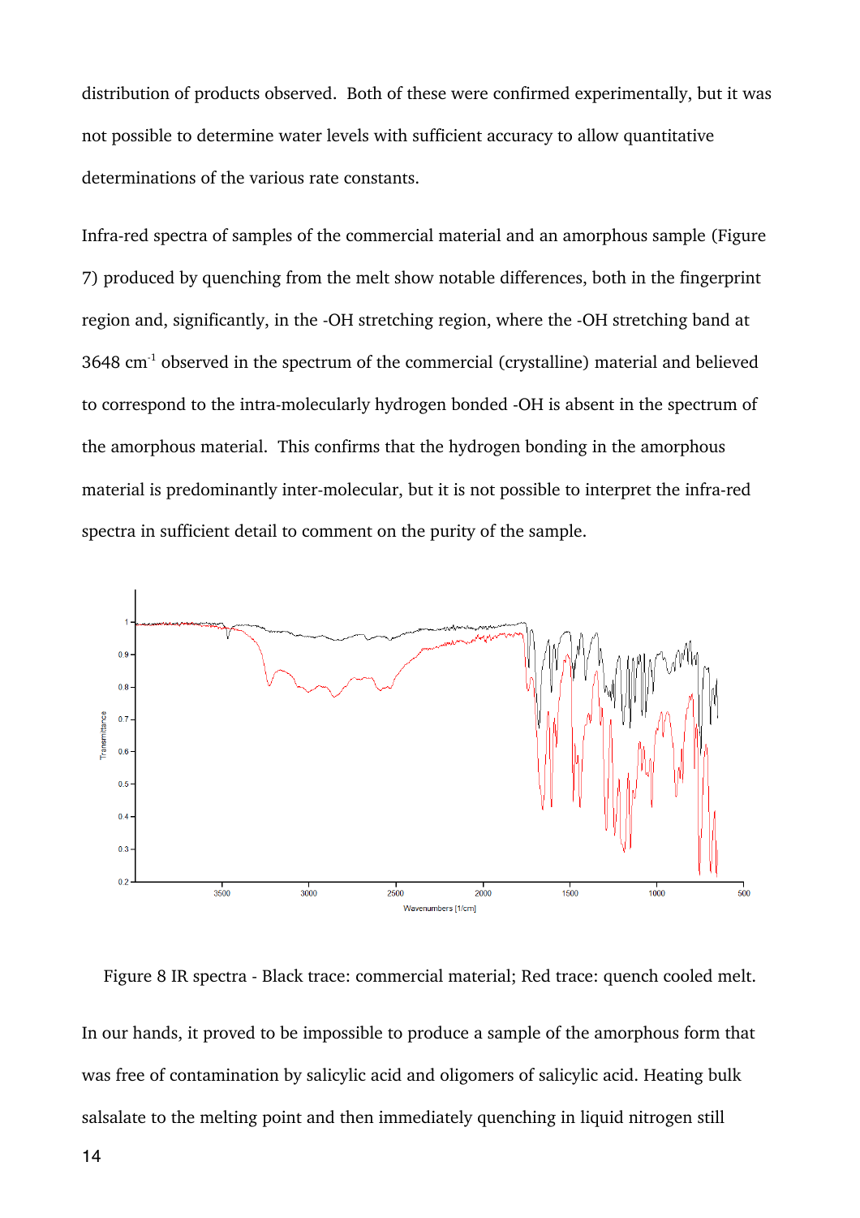distribution of products observed. Both of these were confirmed experimentally, but it was not possible to determine water levels with sufficient accuracy to allow quantitative determinations of the various rate constants.

Infra-red spectra of samples of the commercial material and an amorphous sample (Figure 7) produced by quenching from the melt show notable differences, both in the fingerprint region and, significantly, in the -OH stretching region, where the -OH stretching band at 3648 $cm^{-1}$ observed in the spectrum of the commercial (crystalline) material and believed to correspond to the intra-molecularly hydrogen bonded -OH is absent in the spectrum of the amorphous material. This confirms that the hydrogen bonding in the amorphous material is predominantly inter-molecular, but it is not possible to interpret the infra-red spectra in sufficient detail to comment on the purity of the sample.

Figure 8 IR spectra - Black trace: commercial material; Red trace: quench cooled melt.

In our hands, it proved to be impossible to produce a sample of the amorphous form that was free of contamination by salicylic acid and oligomers of salicylic acid. Heating bulk salsalate to the melting point and then immediately quenching in liquid nitrogen still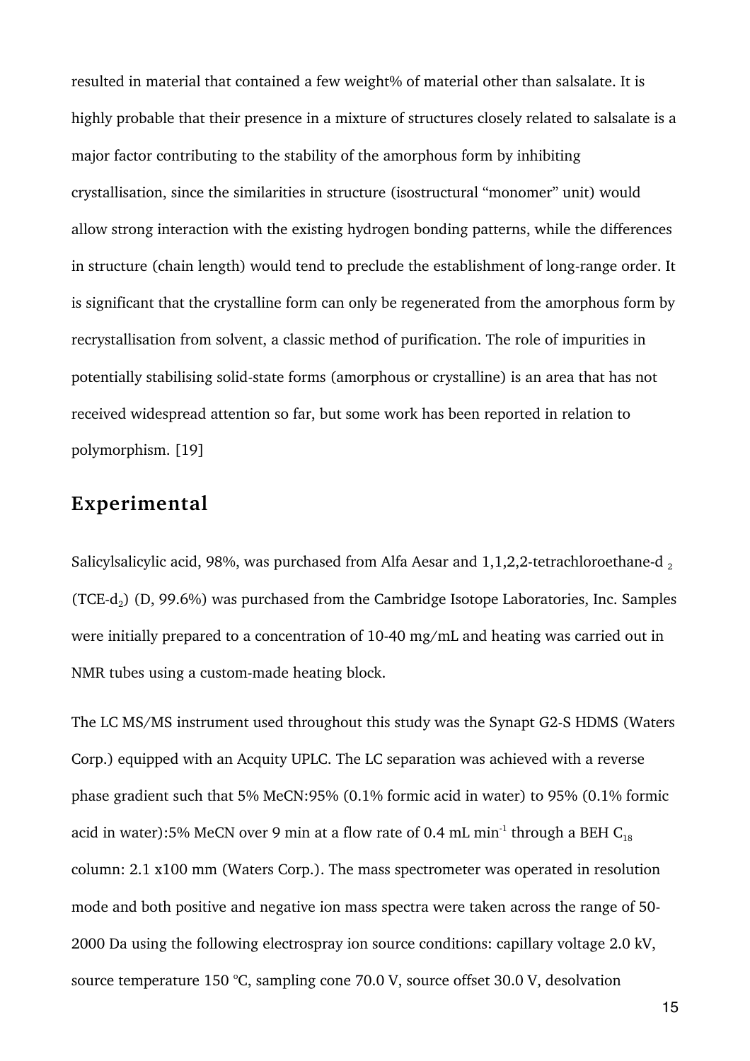resulted in material that contained a few weight% of material other than salsalate. It is highly probable that their presence in a mixture of structures closely related to salsalate is a major factor contributing to the stability of the amorphous form by inhibiting crystallisation, since the similarities in structure (isostructural "monomer" unit) would allow strong interaction with the existing hydrogen bonding patterns, while the differences in structure (chain length) would tend to preclude the establishment of long-range order. It is significant that the crystalline form can only be regenerated from the amorphous form by recrystallisation from solvent, a classic method of purification. The role of impurities in potentially stabilising solid-state forms (amorphous or crystalline) is an area that has not received widespread attention so far, but some work has been reported in relation to polymorphism. [19]

## Experimental

Salicylsalicylic acid, 98%, was purchased from Alfa Aesar and 1,1,2,2-tetrachloroethane-d $_2$ (TCE-$d_2$) (D, 99.6%) was purchased from the Cambridge Isotope Laboratories, Inc. Samples were initially prepared to a concentration of 10-40 mg/mL and heating was carried out in NMR tubes using a custom-made heating block.

The LC MS/MS instrument used throughout this study was the Synapt G2-S HDMS (Waters Corp.) equipped with an Acquity UPLC. The LC separation was achieved with a reverse phase gradient such that 5% MeCN:95% (0.1% formic acid in water) to 95% (0.1% formic acid in water):5% MeCN over 9 min at a flow rate of 0.4 mL min$^{-1}$ through a BEH $C_{18}$ column: 2.1 x100 mm (Waters Corp.). The mass spectrometer was operated in resolution mode and both positive and negative ion mass spectra were taken across the range of 50-2000 Da using the following electrospray ion source conditions: capillary voltage 2.0 kV, source temperature 150 °C, sampling cone 70.0 V, source offset 30.0 V, desolvation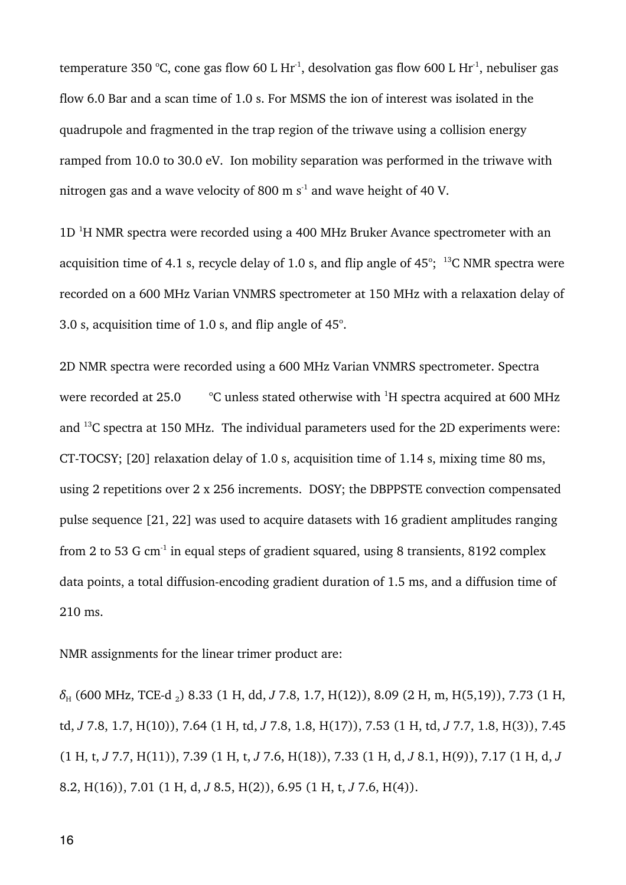temperature 350 °C, cone gas flow 60 L $Hr^{-1}$, desolvation gas flow 600 L $Hr^{-1}$, nebuliser gas flow 6.0 Bar and a scan time of 1.0 s. For MSMS the ion of interest was isolated in the quadrupole and fragmented in the trap region of the triwave using a collision energy ramped from 10.0 to 30.0 eV. Ion mobility separation was performed in the triwave with nitrogen gas and a wave velocity of 800 m $s^{-1}$ and wave height of 40 V.

1D $^{1}$H NMR spectra were recorded using a 400 MHz Bruker Avance spectrometer with an acquisition time of 4.1 s, recycle delay of 1.0 s, and flip angle of 45°; $^{13}$C NMR spectra were recorded on a 600 MHz Varian VNMRS spectrometer at 150 MHz with a relaxation delay of 3.0 s, acquisition time of 1.0 s, and flip angle of 45°.

2D NMR spectra were recorded using a 600 MHz Varian VNMRS spectrometer. Spectra were recorded at 25.0 °C unless stated otherwise with $^{1}$H spectra acquired at 600 MHz and $^{13}$C spectra at 150 MHz. The individual parameters used for the 2D experiments were: CT-TOCSY; [20] relaxation delay of 1.0 s, acquisition time of 1.14 s, mixing time 80 ms, using 2 repetitions over 2 x 256 increments. DOSY; the DBPPSTE convection compensated pulse sequence [21, 22] was used to acquire datasets with 16 gradient amplitudes ranging from 2 to 53 G $cm^{-1}$ in equal steps of gradient squared, using 8 transients, 8192 complex data points, a total diffusion-encoding gradient duration of 1.5 ms, and a diffusion time of 210 ms.

NMR assignments for the linear trimer product are:

$\delta_H$ (600 MHz, TCE-d $_2$) 8.33 (1 H, dd, *J* 7.8, 1.7, H(12)), 8.09 (2 H, m, H(5,19)), 7.73 (1 H, td, *J* 7.8, 1.7, H(10)), 7.64 (1 H, td, *J* 7.8, 1.8, H(17)), 7.53 (1 H, td, *J* 7.7, 1.8, H(3)), 7.45 (1 H, t, *J* 7.7, H(11)), 7.39 (1 H, t, *J* 7.6, H(18)), 7.33 (1 H, d, *J* 8.1, H(9)), 7.17 (1 H, d, *J* 8.2, H(16)), 7.01 (1 H, d, *J* 8.5, H(2)), 6.95 (1 H, t, *J* 7.6, H(4)).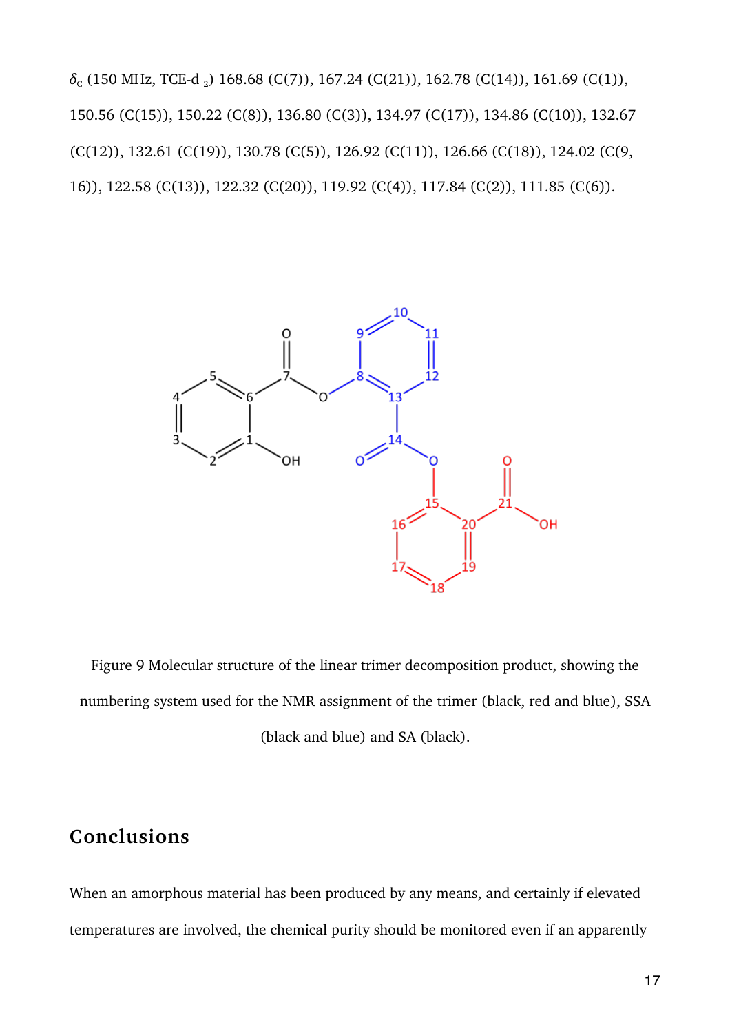$\delta_C$ (150 MHz, TCE-d $_2$) 168.68 (C(7)), 167.24 (C(21)), 162.78 (C(14)), 161.69 (C(1)), 150.56 (C(15)), 150.22 (C(8)), 136.80 (C(3)), 134.97 (C(17)), 134.86 (C(10)), 132.67 (C(12)), 132.61 (C(19)), 130.78 (C(5)), 126.92 (C(11)), 126.66 (C(18)), 124.02 (C(9, 16)), 122.58 (C(13)), 122.32 (C(20)), 119.92 (C(4)), 117.84 (C(2)), 111.85 (C(6)).

Figure 9 Molecular structure of the linear trimer decomposition product, showing the numbering system used for the NMR assignment of the trimer (black, red and blue), SSA (black and blue) and SA (black).

## Conclusions

When an amorphous material has been produced by any means, and certainly if elevated temperatures are involved, the chemical purity should be monitored even if an apparently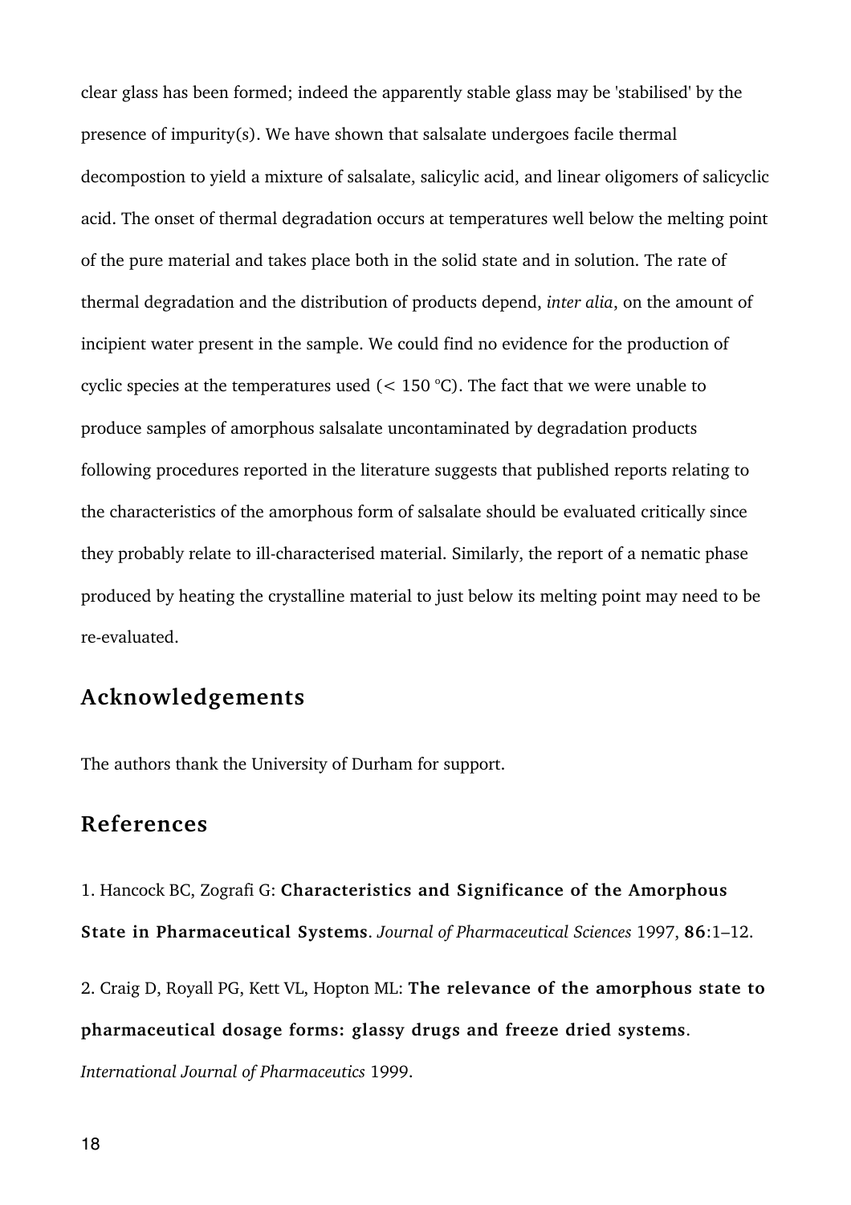clear glass has been formed; indeed the apparently stable glass may be 'stabilised' by the presence of impurity(s). We have shown that salsalate undergoes facile thermal decompostion to yield a mixture of salsalate, salicylic acid, and linear oligomers of salicyclic acid. The onset of thermal degradation occurs at temperatures well below the melting point of the pure material and takes place both in the solid state and in solution. The rate of thermal degradation and the distribution of products depend, *inter alia*, on the amount of incipient water present in the sample. We could find no evidence for the production of cyclic species at the temperatures used (< 150 °C). The fact that we were unable to produce samples of amorphous salsalate uncontaminated by degradation products following procedures reported in the literature suggests that published reports relating to the characteristics of the amorphous form of salsalate should be evaluated critically since they probably relate to ill-characterised material. Similarly, the report of a nematic phase produced by heating the crystalline material to just below its melting point may need to be re-evaluated.

## Acknowledgements

The authors thank the University of Durham for support.

## References

1. Hancock BC, Zografi G: **Characteristics and Significance of the Amorphous State in Pharmaceutical Systems**. *Journal of Pharmaceutical Sciences* 1997, **86**:1–12.

2. Craig D, Royall PG, Kett VL, Hopton ML: **The relevance of the amorphous state to pharmaceutical dosage forms: glassy drugs and freeze dried systems**. *International Journal of Pharmaceutics* 1999.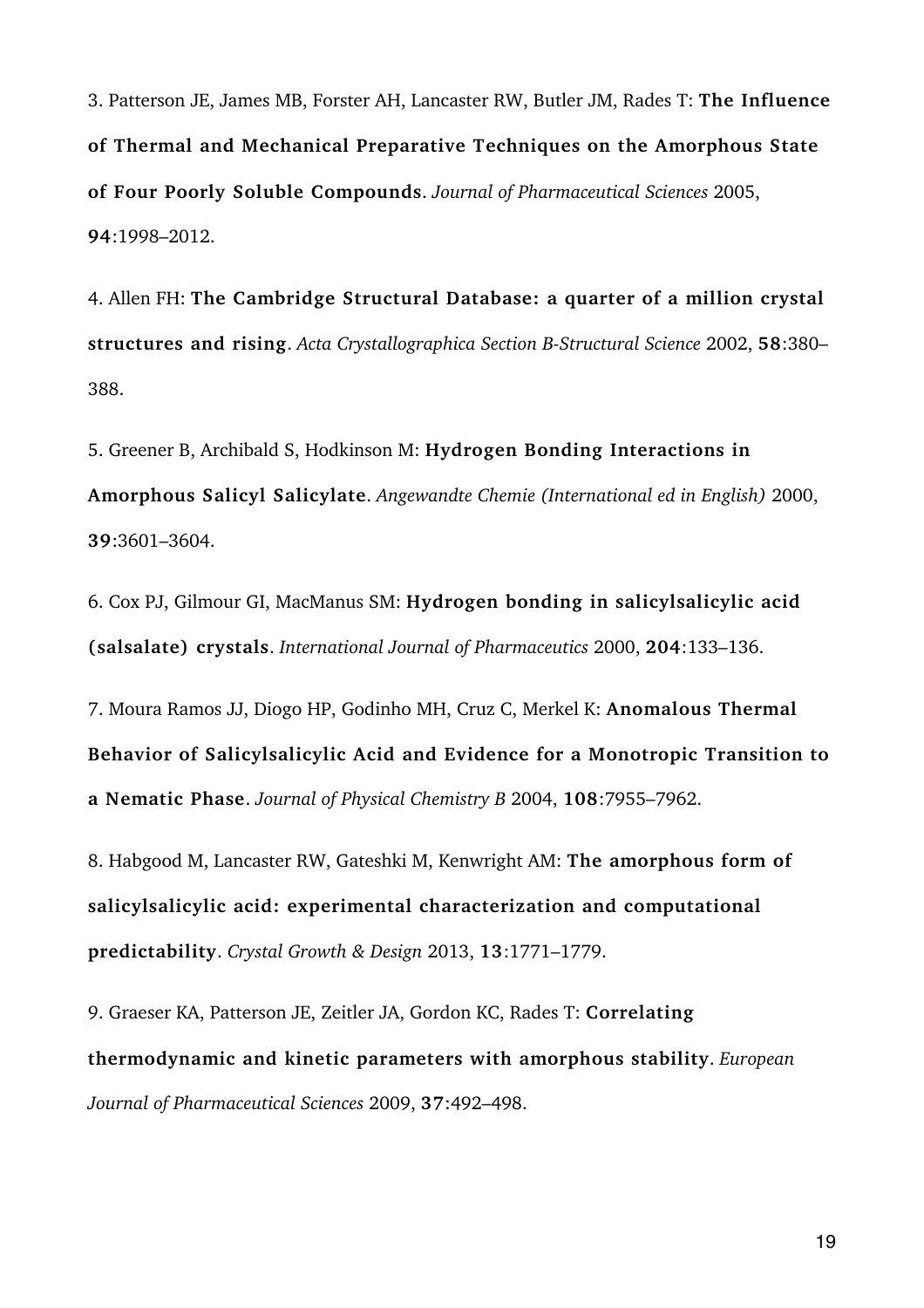3. Patterson JE, James MB, Forster AH, Lancaster RW, Butler JM, Rades T: **The Influence of Thermal and Mechanical Preparative Techniques on the Amorphous State of Four Poorly Soluble Compounds**. *Journal of Pharmaceutical Sciences* 2005, **94**:1998–2012.

4. Allen FH: **The Cambridge Structural Database: a quarter of a million crystal structures and rising**. *Acta Crystallographica Section B-Structural Science* 2002, **58**:380–388.

5. Greener B, Archibald S, Hodkinson M: **Hydrogen Bonding Interactions in Amorphous Salicyl Salicylate**. *Angewandte Chemie (International ed in English)* 2000, **39**:3601–3604.

6. Cox PJ, Gilmour GI, MacManus SM: **Hydrogen bonding in salicylsalicylic acid (salsalate) crystals**. *International Journal of Pharmaceutics* 2000, **204**:133–136.

7. Moura Ramos JJ, Diogo HP, Godinho MH, Cruz C, Merkel K: **Anomalous Thermal Behavior of Salicylsalicylic Acid and Evidence for a Monotropic Transition to a Nematic Phase**. *Journal of Physical Chemistry B* 2004, **108**:7955–7962.

8. Habgood M, Lancaster RW, Gateshki M, Kenwright AM: **The amorphous form of salicylsalicylic acid: experimental characterization and computational predictability**. *Crystal Growth & Design* 2013, **13**:1771–1779.

9. Graeser KA, Patterson JE, Zeitler JA, Gordon KC, Rades T: **Correlating thermodynamic and kinetic parameters with amorphous stability**. *European Journal of Pharmaceutical Sciences* 2009, **37**:492–498.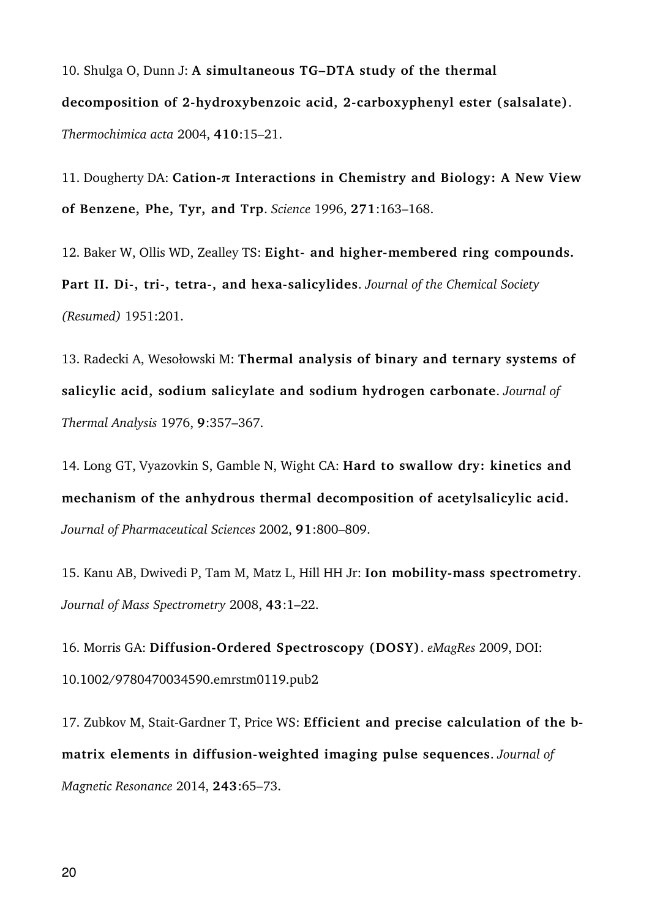10. Shulga O, Dunn J: **A simultaneous TG–DTA study of the thermal decomposition of 2-hydroxybenzoic acid, 2-carboxyphenyl ester (salsalate)**. *Thermochimica acta* 2004, **410**:15–21.

11. Dougherty DA: **Cation-π Interactions in Chemistry and Biology: A New View of Benzene, Phe, Tyr, and Trp**. *Science* 1996, **271**:163–168.

12. Baker W, Ollis WD, Zealley TS: **Eight- and higher-membered ring compounds. Part II. Di-, tri-, tetra-, and hexa-salicylides**. *Journal of the Chemical Society (Resumed)* 1951:201.

13. Radecki A, Wesołowski M: **Thermal analysis of binary and ternary systems of salicylic acid, sodium salicylate and sodium hydrogen carbonate**. *Journal of Thermal Analysis* 1976, **9**:357–367.

14. Long GT, Vyazovkin S, Gamble N, Wight CA: **Hard to swallow dry: kinetics and mechanism of the anhydrous thermal decomposition of acetylsalicylic acid.** *Journal of Pharmaceutical Sciences* 2002, **91**:800–809.

15. Kanu AB, Dwivedi P, Tam M, Matz L, Hill HH Jr: **Ion mobility-mass spectrometry**. *Journal of Mass Spectrometry* 2008, **43**:1–22.

16. Morris GA: **Diffusion-Ordered Spectroscopy (DOSY)**. *eMagRes* 2009, DOI: 10.1002/9780470034590.emrstm0119.pub2

17. Zubkov M, Stait-Gardner T, Price WS: **Efficient and precise calculation of the b-matrix elements in diffusion-weighted imaging pulse sequences**. *Journal of Magnetic Resonance* 2014, **243**:65–73.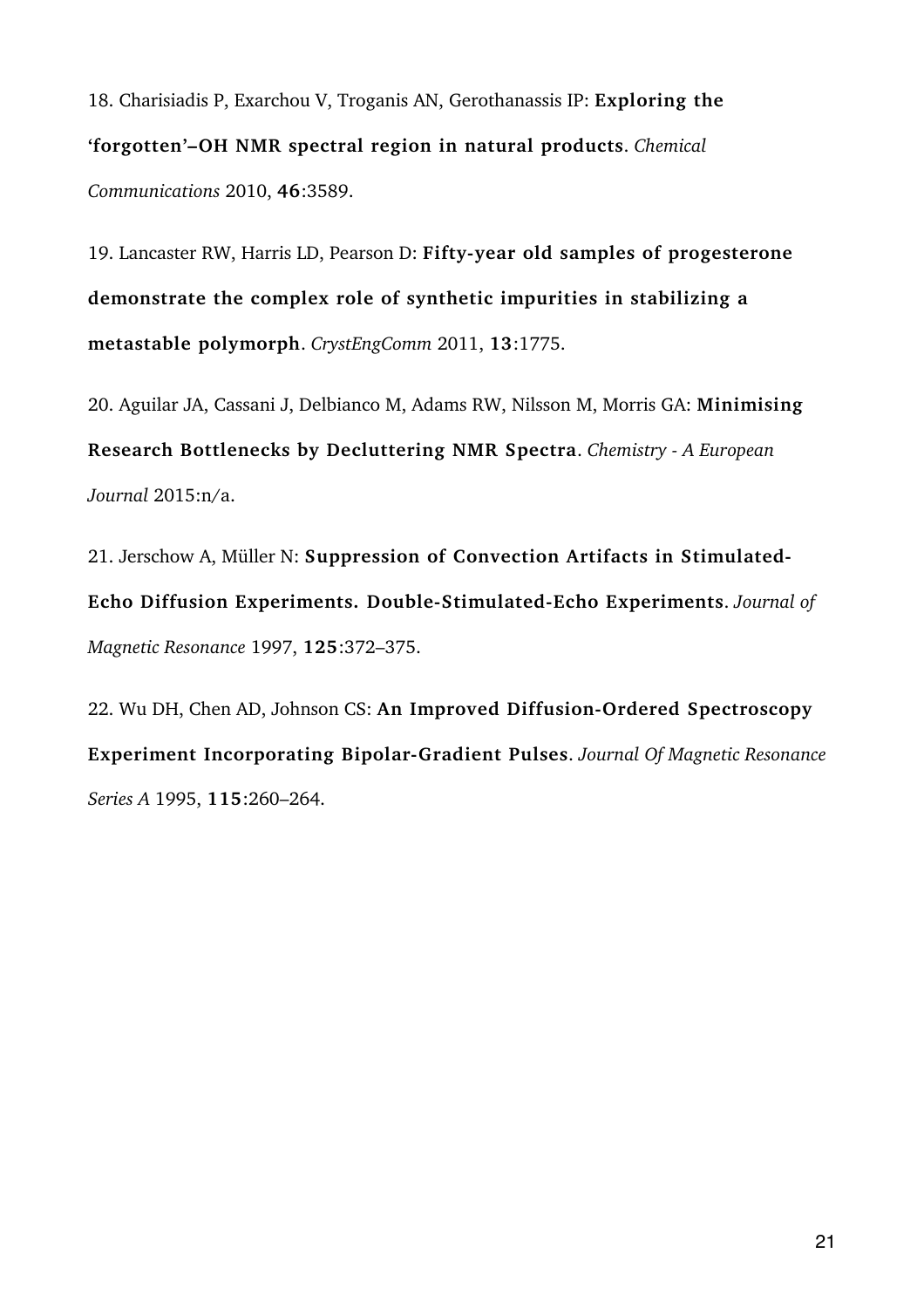18. Charisiadis P, Exarchou V, Troganis AN, Gerothanassis IP: **Exploring the 'forgotten'–OH NMR spectral region in natural products**. *Chemical Communications* 2010, **46**:3589.

19. Lancaster RW, Harris LD, Pearson D: **Fifty-year old samples of progesterone demonstrate the complex role of synthetic impurities in stabilizing a metastable polymorph**. *CrystEngComm* 2011, **13**:1775.

20. Aguilar JA, Cassani J, Delbianco M, Adams RW, Nilsson M, Morris GA: **Minimising Research Bottlenecks by Decluttering NMR Spectra**. *Chemistry - A European Journal* 2015:n/a.

21. Jerschow A, Müller N: **Suppression of Convection Artifacts in Stimulated-Echo Diffusion Experiments. Double-Stimulated-Echo Experiments**. *Journal of Magnetic Resonance* 1997, **125**:372–375.

22. Wu DH, Chen AD, Johnson CS: **An Improved Diffusion-Ordered Spectroscopy Experiment Incorporating Bipolar-Gradient Pulses**. *Journal Of Magnetic Resonance Series A* 1995, **115**:260–264.